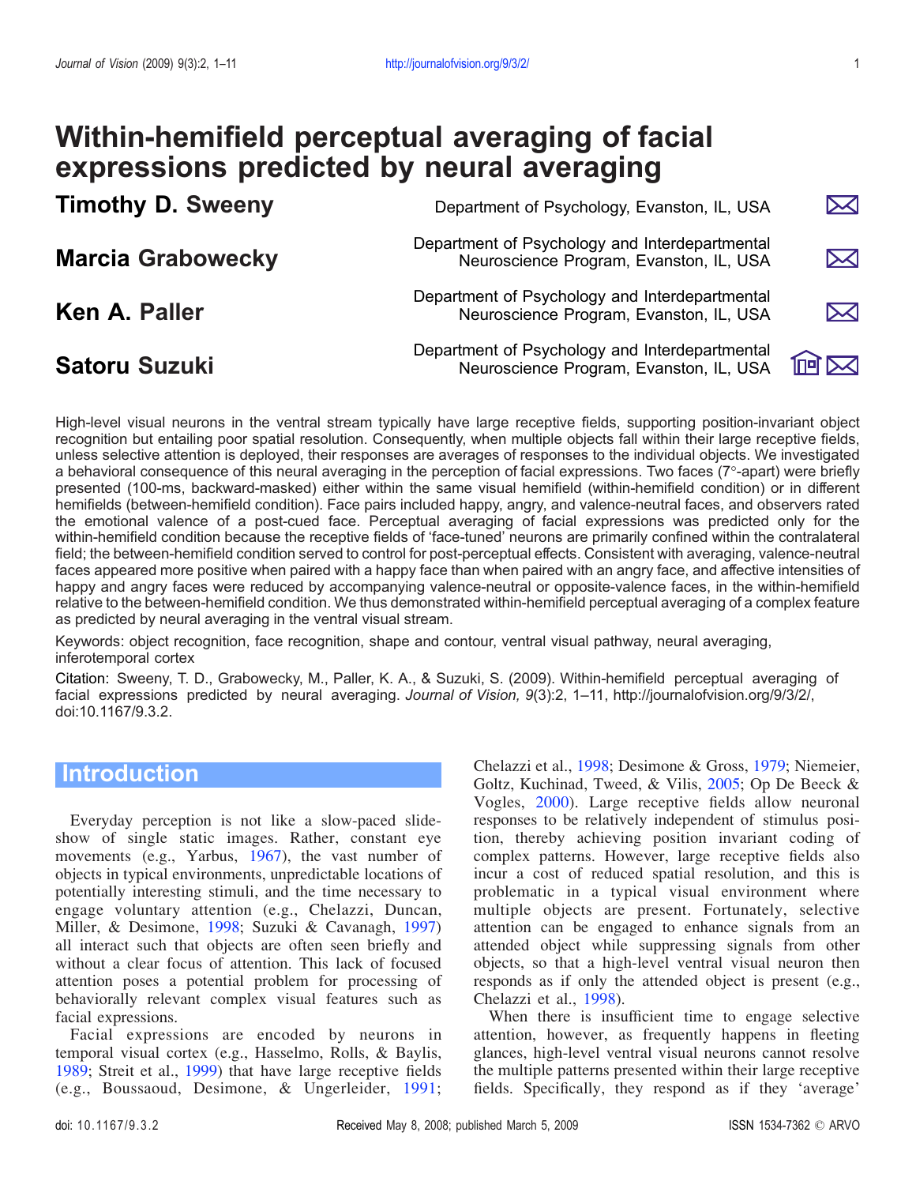# Within-hemifield perceptual averaging of facial expressions predicted by neural averaging

**Timothy D. Sweeny** — Department of Psychology, Evanston, IL, USA

**Marcia Grabowecky** — Department of Psychology and Interdepartmental Neuroscience Program, Evanston, IL, USA

**Ken A. Paller** — Department of Psychology and Interdepartmental Neuroscience Program, Evanston, IL, USA

**Satoru Suzuki** — Department of Psychology and Interdepartmental Neuroscience Program, Evanston, IL, USA

High-level visual neurons in the ventral stream typically have large receptive fields, supporting position-invariant object recognition but entailing poor spatial resolution. Consequently, when multiple objects fall within their large receptive fields, unless selective attention is deployed, their responses are averages of responses to the individual objects. We investigated a behavioral consequence of this neural averaging in the perception of facial expressions. Two faces (7°-apart) were briefly presented (100-ms, backward-masked) either within the same visual hemifield (within-hemifield condition) or in different hemifields (between-hemifield condition). Face pairs included happy, angry, and valence-neutral faces, and observers rated the emotional valence of a post-cued face. Perceptual averaging of facial expressions was predicted only for the within-hemifield condition because the receptive fields of 'face-tuned' neurons are primarily confined within the contralateral field; the between-hemifield condition served to control for post-perceptual effects. Consistent with averaging, valence-neutral faces appeared more positive when paired with a happy face than when paired with an angry face, and affective intensities of happy and angry faces were reduced by accompanying valence-neutral or opposite-valence faces, in the within-hemifield relative to the between-hemifield condition. We thus demonstrated within-hemifield perceptual averaging of a complex feature as predicted by neural averaging in the ventral visual stream.

Keywords: object recognition, face recognition, shape and contour, ventral visual pathway, neural averaging, inferotemporal cortex

Citation: Sweeny, T. D., Grabowecky, M., Paller, K. A., & Suzuki, S. (2009). Within-hemifield perceptual averaging of facial expressions predicted by neural averaging. *Journal of Vision, 9*(3):2, 1–11, http://journalofvision.org/9/3/2/, doi:10.1167/9.3.2.

## Introduction

Everyday perception is not like a slow-paced slide-show of single static images. Rather, constant eye movements (e.g., Yarbus, 1967), the vast number of objects in typical environments, unpredictable locations of potentially interesting stimuli, and the time necessary to engage voluntary attention (e.g., Chelazzi, Duncan, Miller, & Desimone, 1998; Suzuki & Cavanagh, 1997) all interact such that objects are often seen briefly and without a clear focus of attention. This lack of focused attention poses a potential problem for processing of behaviorally relevant complex visual features such as facial expressions.

Facial expressions are encoded by neurons in temporal visual cortex (e.g., Hasselmo, Rolls, & Baylis, 1989; Streit et al., 1999) that have large receptive fields (e.g., Boussaoud, Desimone, & Ungerleider, 1991; Chelazzi et al., 1998; Desimone & Gross, 1979; Niemeier, Goltz, Kuchinad, Tweed, & Vilis, 2005; Op De Beeck & Vogles, 2000). Large receptive fields allow neuronal responses to be relatively independent of stimulus position, thereby achieving position invariant coding of complex patterns. However, large receptive fields also incur a cost of reduced spatial resolution, and this is problematic in a typical visual environment where multiple objects are present. Fortunately, selective attention can be engaged to enhance signals from an attended object while suppressing signals from other objects, so that a high-level ventral visual neuron then responds as if only the attended object is present (e.g., Chelazzi et al., 1998).

When there is insufficient time to engage selective attention, however, as frequently happens in fleeting glances, high-level ventral visual neurons cannot resolve the multiple patterns presented within their large receptive fields. Specifically, they respond as if they 'average'

doi: 10.1167/9.3.2 Received May 8, 2008; published March 5, 2009 ISSN 1534-7362 © ARVO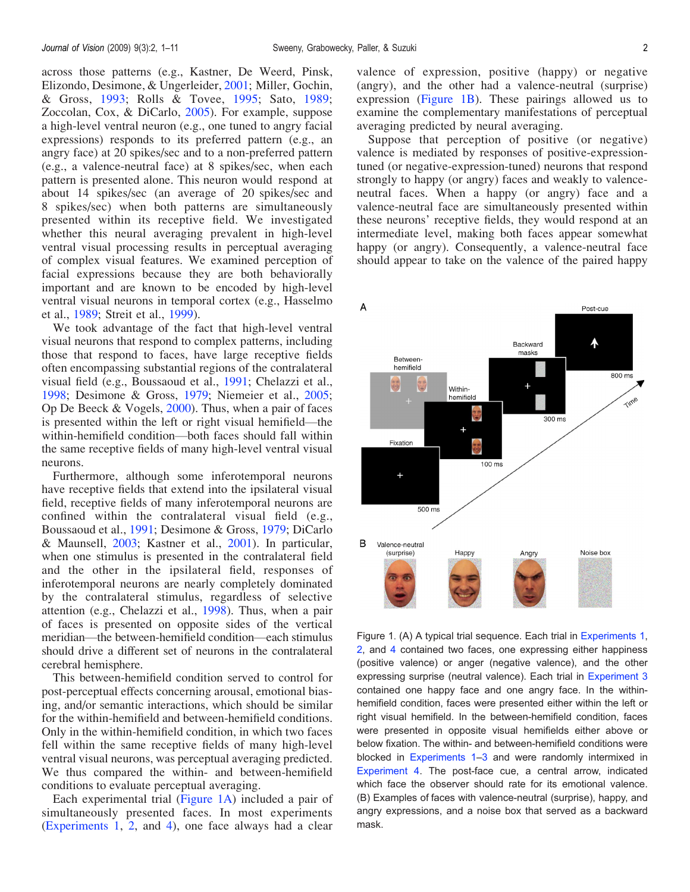across those patterns (e.g., Kastner, De Weerd, Pinsk, Elizondo, Desimone, & Ungerleider, 2001; Miller, Gochin, & Gross, 1993; Rolls & Tovee, 1995; Sato, 1989; Zoccolan, Cox, & DiCarlo, 2005). For example, suppose a high-level ventral neuron (e.g., one tuned to angry facial expressions) responds to its preferred pattern (e.g., an angry face) at 20 spikes/sec and to a non-preferred pattern (e.g., a valence-neutral face) at 8 spikes/sec, when each pattern is presented alone. This neuron would respond at about 14 spikes/sec (an average of 20 spikes/sec and 8 spikes/sec) when both patterns are simultaneously presented within its receptive field. We investigated whether this neural averaging prevalent in high-level ventral visual processing results in perceptual averaging of complex visual features. We examined perception of facial expressions because they are both behaviorally important and are known to be encoded by high-level ventral visual neurons in temporal cortex (e.g., Hasselmo et al., 1989; Streit et al., 1999).

We took advantage of the fact that high-level ventral visual neurons that respond to complex patterns, including those that respond to faces, have large receptive fields often encompassing substantial regions of the contralateral visual field (e.g., Boussaoud et al., 1991; Chelazzi et al., 1998; Desimone & Gross, 1979; Niemeier et al., 2005; Op De Beeck & Vogels, 2000). Thus, when a pair of faces is presented within the left or right visual hemifield—the within-hemifield condition—both faces should fall within the same receptive fields of many high-level ventral visual neurons.

Furthermore, although some inferotemporal neurons have receptive fields that extend into the ipsilateral visual field, receptive fields of many inferotemporal neurons are confined within the contralateral visual field (e.g., Boussaoud et al., 1991; Desimone & Gross, 1979; DiCarlo & Maunsell, 2003; Kastner et al., 2001). In particular, when one stimulus is presented in the contralateral field and the other in the ipsilateral field, responses of inferotemporal neurons are nearly completely dominated by the contralateral stimulus, regardless of selective attention (e.g., Chelazzi et al., 1998). Thus, when a pair of faces is presented on opposite sides of the vertical meridian—the between-hemifield condition—each stimulus should drive a different set of neurons in the contralateral cerebral hemisphere.

This between-hemifield condition served to control for post-perceptual effects concerning arousal, emotional biasing, and/or semantic interactions, which should be similar for the within-hemifield and between-hemifield conditions. Only in the within-hemifield condition, in which two faces fell within the same receptive fields of many high-level ventral visual neurons, was perceptual averaging predicted. We thus compared the within- and between-hemifield conditions to evaluate perceptual averaging.

Each experimental trial (Figure 1A) included a pair of simultaneously presented faces. In most experiments (Experiments 1, 2, and 4), one face always had a clear valence of expression, positive (happy) or negative (angry), and the other had a valence-neutral (surprise) expression (Figure 1B). These pairings allowed us to examine the complementary manifestations of perceptual averaging predicted by neural averaging.

Suppose that perception of positive (or negative) valence is mediated by responses of positive-expression-tuned (or negative-expression-tuned) neurons that respond strongly to happy (or angry) faces and weakly to valence-neutral faces. When a happy (or angry) face and a valence-neutral face are simultaneously presented within these neurons' receptive fields, they would respond at an intermediate level, making both faces appear somewhat happy (or angry). Consequently, a valence-neutral face should appear to take on the valence of the paired happy

Figure 1. (A) A typical trial sequence. Each trial in Experiments 1, 2, and 4 contained two faces, one expressing either happiness (positive valence) or anger (negative valence), and the other expressing surprise (neutral valence). Each trial in Experiment 3 contained one happy face and one angry face. In the within-hemifield condition, faces were presented either within the left or right visual hemifield. In the between-hemifield condition, faces were presented in opposite visual hemifields either above or below fixation. The within- and between-hemifield conditions were blocked in Experiments 1–3 and were randomly intermixed in Experiment 4. The post-face cue, a central arrow, indicated which face the observer should rate for its emotional valence. (B) Examples of faces with valence-neutral (surprise), happy, and angry expressions, and a noise box that served as a backward mask.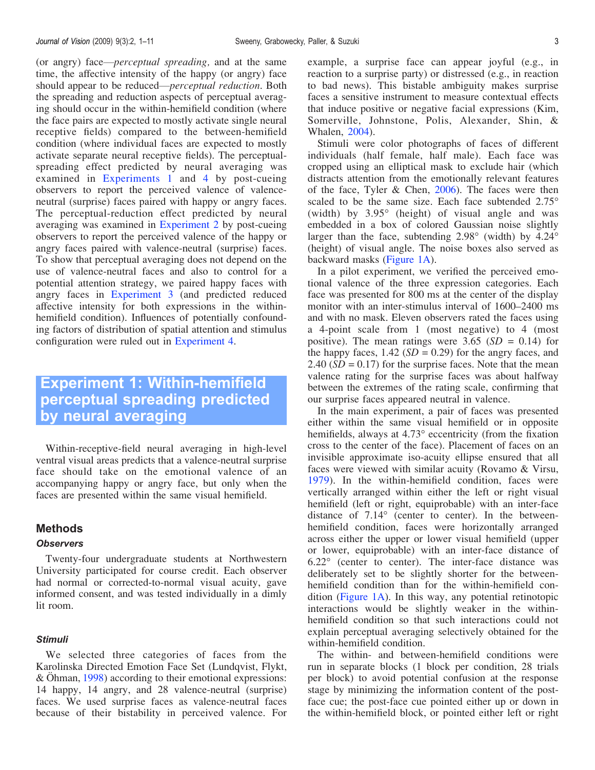(or angry) face—*perceptual spreading,* and at the same time, the affective intensity of the happy (or angry) face should appear to be reduced—*perceptual reduction*. Both the spreading and reduction aspects of perceptual averaging should occur in the within-hemifield condition (where the face pairs are expected to mostly activate single neural receptive fields) compared to the between-hemifield condition (where individual faces are expected to mostly activate separate neural receptive fields). The perceptual-spreading effect predicted by neural averaging was examined in Experiments 1 and 4 by post-cueing observers to report the perceived valence of valence-neutral (surprise) faces paired with happy or angry faces. The perceptual-reduction effect predicted by neural averaging was examined in Experiment 2 by post-cueing observers to report the perceived valence of the happy or angry faces paired with valence-neutral (surprise) faces. To show that perceptual averaging does not depend on the use of valence-neutral faces and also to control for a potential attention strategy, we paired happy faces with angry faces in Experiment 3 (and predicted reduced affective intensity for both expressions in the within-hemifield condition). Influences of potentially confounding factors of distribution of spatial attention and stimulus configuration were ruled out in Experiment 4.

# Experiment 1: Within-hemifield perceptual spreading predicted by neural averaging

Within-receptive-field neural averaging in high-level ventral visual areas predicts that a valence-neutral surprise face should take on the emotional valence of an accompanying happy or angry face, but only when the faces are presented within the same visual hemifield.

## Methods

### Observers

Twenty-four undergraduate students at Northwestern University participated for course credit. Each observer had normal or corrected-to-normal visual acuity, gave informed consent, and was tested individually in a dimly lit room.

### Stimuli

We selected three categories of faces from the Karolinska Directed Emotion Face Set (Lundqvist, Flykt, & Öhman, 1998) according to their emotional expressions: 14 happy, 14 angry, and 28 valence-neutral (surprise) faces. We used surprise faces as valence-neutral faces because of their bistability in perceived valence. For example, a surprise face can appear joyful (e.g., in reaction to a surprise party) or distressed (e.g., in reaction to bad news). This bistable ambiguity makes surprise faces a sensitive instrument to measure contextual effects that induce positive or negative facial expressions (Kim, Somerville, Johnstone, Polis, Alexander, Shin, & Whalen, 2004).

Stimuli were color photographs of faces of different individuals (half female, half male). Each face was cropped using an elliptical mask to exclude hair (which distracts attention from the emotionally relevant features of the face, Tyler & Chen, 2006). The faces were then scaled to be the same size. Each face subtended 2.75° (width) by 3.95° (height) of visual angle and was embedded in a box of colored Gaussian noise slightly larger than the face, subtending 2.98° (width) by 4.24° (height) of visual angle. The noise boxes also served as backward masks (Figure 1A).

In a pilot experiment, we verified the perceived emotional valence of the three expression categories. Each face was presented for 800 ms at the center of the display monitor with an inter-stimulus interval of 1600–2400 ms and with no mask. Eleven observers rated the faces using a 4-point scale from 1 (most negative) to 4 (most positive). The mean ratings were 3.65 ($SD$ = 0.14) for the happy faces, 1.42 ($SD$ = 0.29) for the angry faces, and 2.40 ($SD$ = 0.17) for the surprise faces. Note that the mean valence rating for the surprise faces was about halfway between the extremes of the rating scale, confirming that our surprise faces appeared neutral in valence.

In the main experiment, a pair of faces was presented either within the same visual hemifield or in opposite hemifields, always at 4.73° eccentricity (from the fixation cross to the center of the face). Placement of faces on an invisible approximate iso-acuity ellipse ensured that all faces were viewed with similar acuity (Rovamo & Virsu, 1979). In the within-hemifield condition, faces were vertically arranged within either the left or right visual hemifield (left or right, equiprobable) with an inter-face distance of 7.14° (center to center). In the between-hemifield condition, faces were horizontally arranged across either the upper or lower visual hemifield (upper or lower, equiprobable) with an inter-face distance of 6.22° (center to center). The inter-face distance was deliberately set to be slightly shorter for the between-hemifield condition than for the within-hemifield condition (Figure 1A). In this way, any potential retinotopic interactions would be slightly weaker in the within-hemifield condition so that such interactions could not explain perceptual averaging selectively obtained for the within-hemifield condition.

The within- and between-hemifield conditions were run in separate blocks (1 block per condition, 28 trials per block) to avoid potential confusion at the response stage by minimizing the information content of the post-face cue; the post-face cue pointed either up or down in the within-hemifield block, or pointed either left or right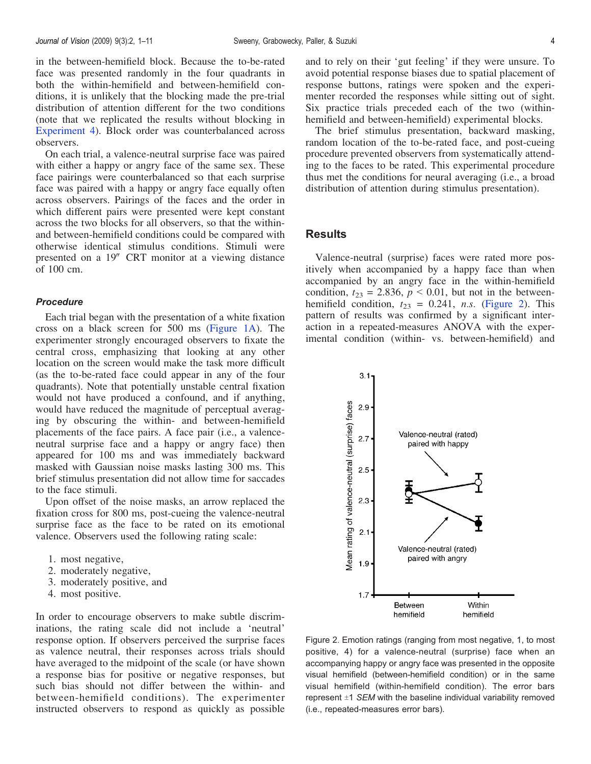in the between-hemifield block. Because the to-be-rated face was presented randomly in the four quadrants in both the within-hemifield and between-hemifield conditions, it is unlikely that the blocking made the pre-trial distribution of attention different for the two conditions (note that we replicated the results without blocking in Experiment 4). Block order was counterbalanced across observers.

On each trial, a valence-neutral surprise face was paired with either a happy or angry face of the same sex. These face pairings were counterbalanced so that each surprise face was paired with a happy or angry face equally often across observers. Pairings of the faces and the order in which different pairs were presented were kept constant across the two blocks for all observers, so that the within- and between-hemifield conditions could be compared with otherwise identical stimulus conditions. Stimuli were presented on a 19″ CRT monitor at a viewing distance of 100 cm.

### *Procedure*

Each trial began with the presentation of a white fixation cross on a black screen for 500 ms (Figure 1A). The experimenter strongly encouraged observers to fixate the central cross, emphasizing that looking at any other location on the screen would make the task more difficult (as the to-be-rated face could appear in any of the four quadrants). Note that potentially unstable central fixation would not have produced a confound, and if anything, would have reduced the magnitude of perceptual averaging by obscuring the within- and between-hemifield placements of the face pairs. A face pair (i.e., a valence-neutral surprise face and a happy or angry face) then appeared for 100 ms and was immediately backward masked with Gaussian noise masks lasting 300 ms. This brief stimulus presentation did not allow time for saccades to the face stimuli.

Upon offset of the noise masks, an arrow replaced the fixation cross for 800 ms, post-cueing the valence-neutral surprise face as the face to be rated on its emotional valence. Observers used the following rating scale:

1. most negative,
2. moderately negative,
3. moderately positive, and
4. most positive.

In order to encourage observers to make subtle discriminations, the rating scale did not include a 'neutral' response option. If observers perceived the surprise faces as valence neutral, their responses across trials should have averaged to the midpoint of the scale (or have shown a response bias for positive or negative responses, but such bias should not differ between the within- and between-hemifield conditions). The experimenter instructed observers to respond as quickly as possible and to rely on their 'gut feeling' if they were unsure. To avoid potential response biases due to spatial placement of response buttons, ratings were spoken and the experimenter recorded the responses while sitting out of sight. Six practice trials preceded each of the two (within-hemifield and between-hemifield) experimental blocks.

The brief stimulus presentation, backward masking, random location of the to-be-rated face, and post-cueing procedure prevented observers from systematically attending to the faces to be rated. This experimental procedure thus met the conditions for neural averaging (i.e., a broad distribution of attention during stimulus presentation).

## Results

Valence-neutral (surprise) faces were rated more positively when accompanied by a happy face than when accompanied by an angry face in the within-hemifield condition, $t_{23}$ = 2.836, $p < 0.01$, but not in the between-hemifield condition, $t_{23}$ = 0.241, *n.s.* (Figure 2). This pattern of results was confirmed by a significant interaction in a repeated-measures ANOVA with the experimental condition (within- vs. between-hemifield) and

Figure 2. Emotion ratings (ranging from most negative, 1, to most positive, 4) for a valence-neutral (surprise) face when an accompanying happy or angry face was presented in the opposite visual hemifield (between-hemifield condition) or in the same visual hemifield (within-hemifield condition). The error bars represent ±1 *SEM* with the baseline individual variability removed (i.e., repeated-measures error bars).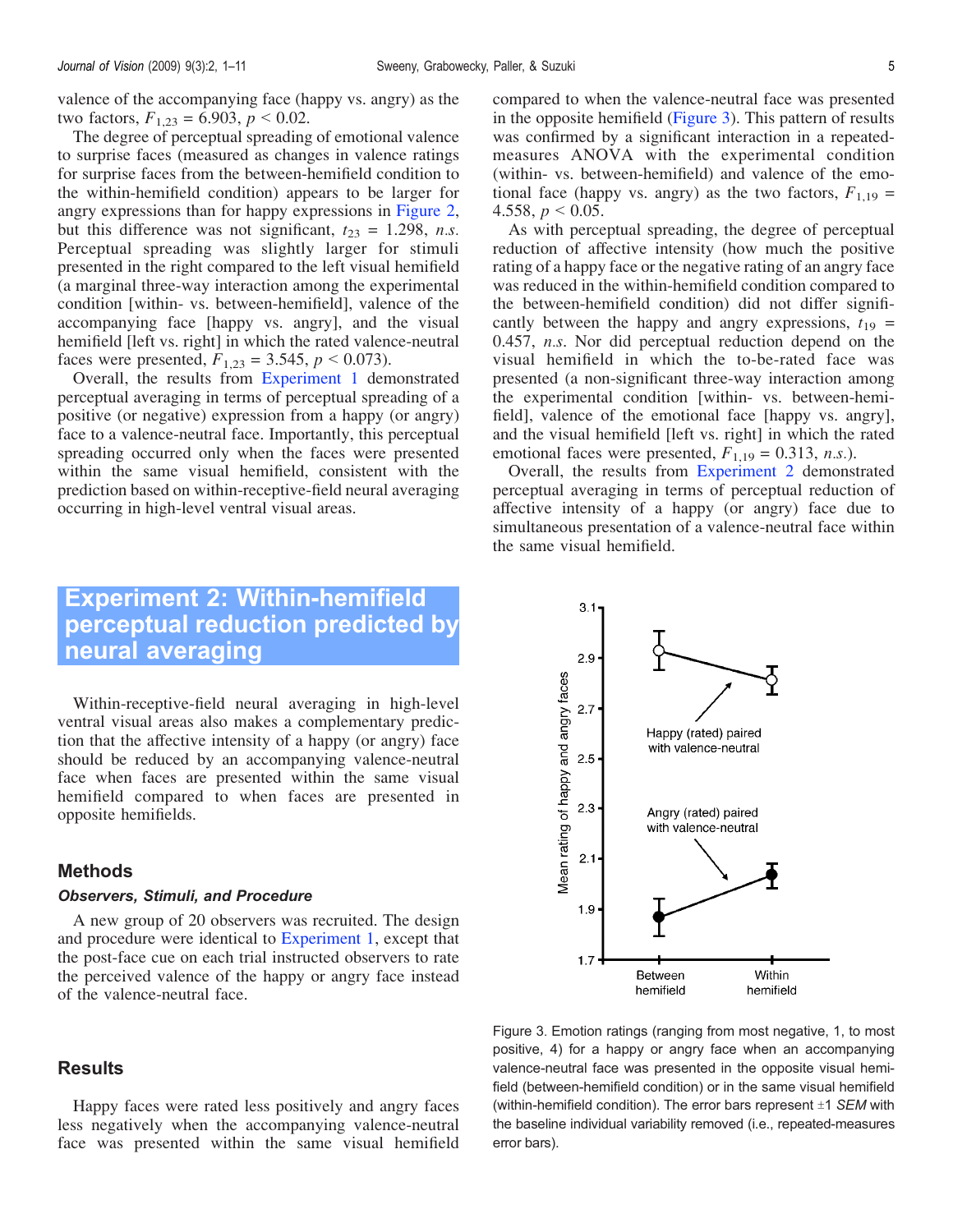valence of the accompanying face (happy vs. angry) as the two factors, $F_{1,23} = 6.903$, $p < 0.02$.

The degree of perceptual spreading of emotional valence to surprise faces (measured as changes in valence ratings for surprise faces from the between-hemifield condition to the within-hemifield condition) appears to be larger for angry expressions than for happy expressions in Figure 2, but this difference was not significant, $t_{23} = 1.298$, *n.s.* Perceptual spreading was slightly larger for stimuli presented in the right compared to the left visual hemifield (a marginal three-way interaction among the experimental condition [within- vs. between-hemifield], valence of the accompanying face [happy vs. angry], and the visual hemifield [left vs. right] in which the rated valence-neutral faces were presented, $F_{1,23} = 3.545$, $p < 0.073$).

Overall, the results from Experiment 1 demonstrated perceptual averaging in terms of perceptual spreading of a positive (or negative) expression from a happy (or angry) face to a valence-neutral face. Importantly, this perceptual spreading occurred only when the faces were presented within the same visual hemifield, consistent with the prediction based on within-receptive-field neural averaging occurring in high-level ventral visual areas.

## Experiment 2: Within-hemifield perceptual reduction predicted by neural averaging

Within-receptive-field neural averaging in high-level ventral visual areas also makes a complementary prediction that the affective intensity of a happy (or angry) face should be reduced by an accompanying valence-neutral face when faces are presented within the same visual hemifield compared to when faces are presented in opposite hemifields.

### Methods

#### *Observers, Stimuli, and Procedure*

A new group of 20 observers was recruited. The design and procedure were identical to Experiment 1, except that the post-face cue on each trial instructed observers to rate the perceived valence of the happy or angry face instead of the valence-neutral face.

### Results

Happy faces were rated less positively and angry faces less negatively when the accompanying valence-neutral face was presented within the same visual hemifield compared to when the valence-neutral face was presented in the opposite hemifield (Figure 3). This pattern of results was confirmed by a significant interaction in a repeated-measures ANOVA with the experimental condition (within- vs. between-hemifield) and valence of the emotional face (happy vs. angry) as the two factors, $F_{1,19} = 4.558$, $p < 0.05$.

As with perceptual spreading, the degree of perceptual reduction of affective intensity (how much the positive rating of a happy face or the negative rating of an angry face was reduced in the within-hemifield condition compared to the between-hemifield condition) did not differ significantly between the happy and angry expressions, $t_{19} = 0.457$, *n.s.* Nor did perceptual reduction depend on the visual hemifield in which the to-be-rated face was presented (a non-significant three-way interaction among the experimental condition [within- vs. between-hemifield], valence of the emotional face [happy vs. angry], and the visual hemifield [left vs. right] in which the rated emotional faces were presented, $F_{1,19} = 0.313$, *n.s.*).

Overall, the results from Experiment 2 demonstrated perceptual averaging in terms of perceptual reduction of affective intensity of a happy (or angry) face due to simultaneous presentation of a valence-neutral face within the same visual hemifield.

Figure 3. Emotion ratings (ranging from most negative, 1, to most positive, 4) for a happy or angry face when an accompanying valence-neutral face was presented in the opposite visual hemifield (between-hemifield condition) or in the same visual hemifield (within-hemifield condition). The error bars represent ±1 *SEM* with the baseline individual variability removed (i.e., repeated-measures error bars).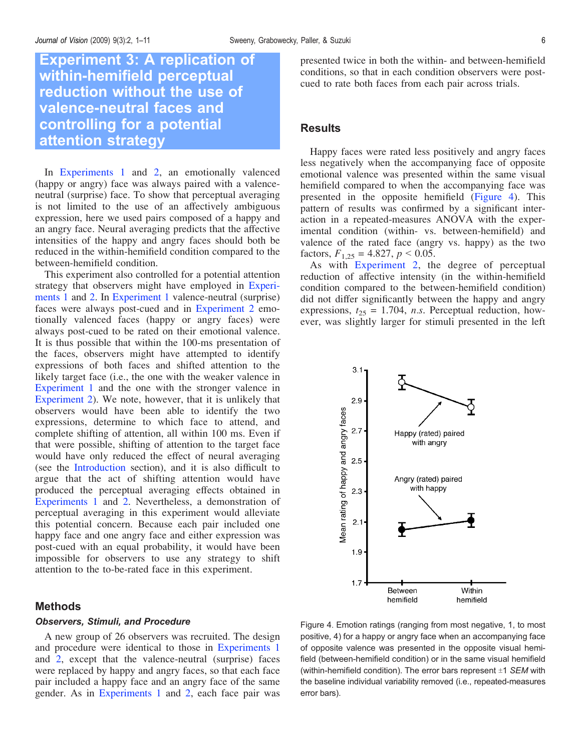## Experiment 3: A replication of within-hemifield perceptual reduction without the use of valence-neutral faces and controlling for a potential attention strategy

In Experiments 1 and 2, an emotionally valenced (happy or angry) face was always paired with a valence-neutral (surprise) face. To show that perceptual averaging is not limited to the use of an affectively ambiguous expression, here we used pairs composed of a happy and an angry face. Neural averaging predicts that the affective intensities of the happy and angry faces should both be reduced in the within-hemifield condition compared to the between-hemifield condition.

This experiment also controlled for a potential attention strategy that observers might have employed in Experiments 1 and 2. In Experiment 1 valence-neutral (surprise) faces were always post-cued and in Experiment 2 emotionally valenced faces (happy or angry faces) were always post-cued to be rated on their emotional valence. It is thus possible that within the 100-ms presentation of the faces, observers might have attempted to identify expressions of both faces and shifted attention to the likely target face (i.e., the one with the weaker valence in Experiment 1 and the one with the stronger valence in Experiment 2). We note, however, that it is unlikely that observers would have been able to identify the two expressions, determine to which face to attend, and complete shifting of attention, all within 100 ms. Even if that were possible, shifting of attention to the target face would have only reduced the effect of neural averaging (see the Introduction section), and it is also difficult to argue that the act of shifting attention would have produced the perceptual averaging effects obtained in Experiments 1 and 2. Nevertheless, a demonstration of perceptual averaging in this experiment would alleviate this potential concern. Because each pair included one happy face and one angry face and either expression was post-cued with an equal probability, it would have been impossible for observers to use any strategy to shift attention to the to-be-rated face in this experiment.

### Methods

#### *Observers, Stimuli, and Procedure*

A new group of 26 observers was recruited. The design and procedure were identical to those in Experiments 1 and 2, except that the valence-neutral (surprise) faces were replaced by happy and angry faces, so that each face pair included a happy face and an angry face of the same gender. As in Experiments 1 and 2, each face pair was presented twice in both the within- and between-hemifield conditions, so that in each condition observers were post-cued to rate both faces from each pair across trials.

### Results

Happy faces were rated less positively and angry faces less negatively when the accompanying face of opposite emotional valence was presented within the same visual hemifield compared to when the accompanying face was presented in the opposite hemifield (Figure 4). This pattern of results was confirmed by a significant interaction in a repeated-measures ANOVA with the experimental condition (within- vs. between-hemifield) and valence of the rated face (angry vs. happy) as the two factors, $F_{1,25} = 4.827$, $p < 0.05$.

As with Experiment 2, the degree of perceptual reduction of affective intensity (in the within-hemifield condition compared to the between-hemifield condition) did not differ significantly between the happy and angry expressions, $t_{25} = 1.704$, *n.s.* Perceptual reduction, however, was slightly larger for stimuli presented in the left

Figure 4. Emotion ratings (ranging from most negative, 1, to most positive, 4) for a happy or angry face when an accompanying face of opposite valence was presented in the opposite visual hemifield (between-hemifield condition) or in the same visual hemifield (within-hemifield condition). The error bars represent ±1 *SEM* with the baseline individual variability removed (i.e., repeated-measures error bars).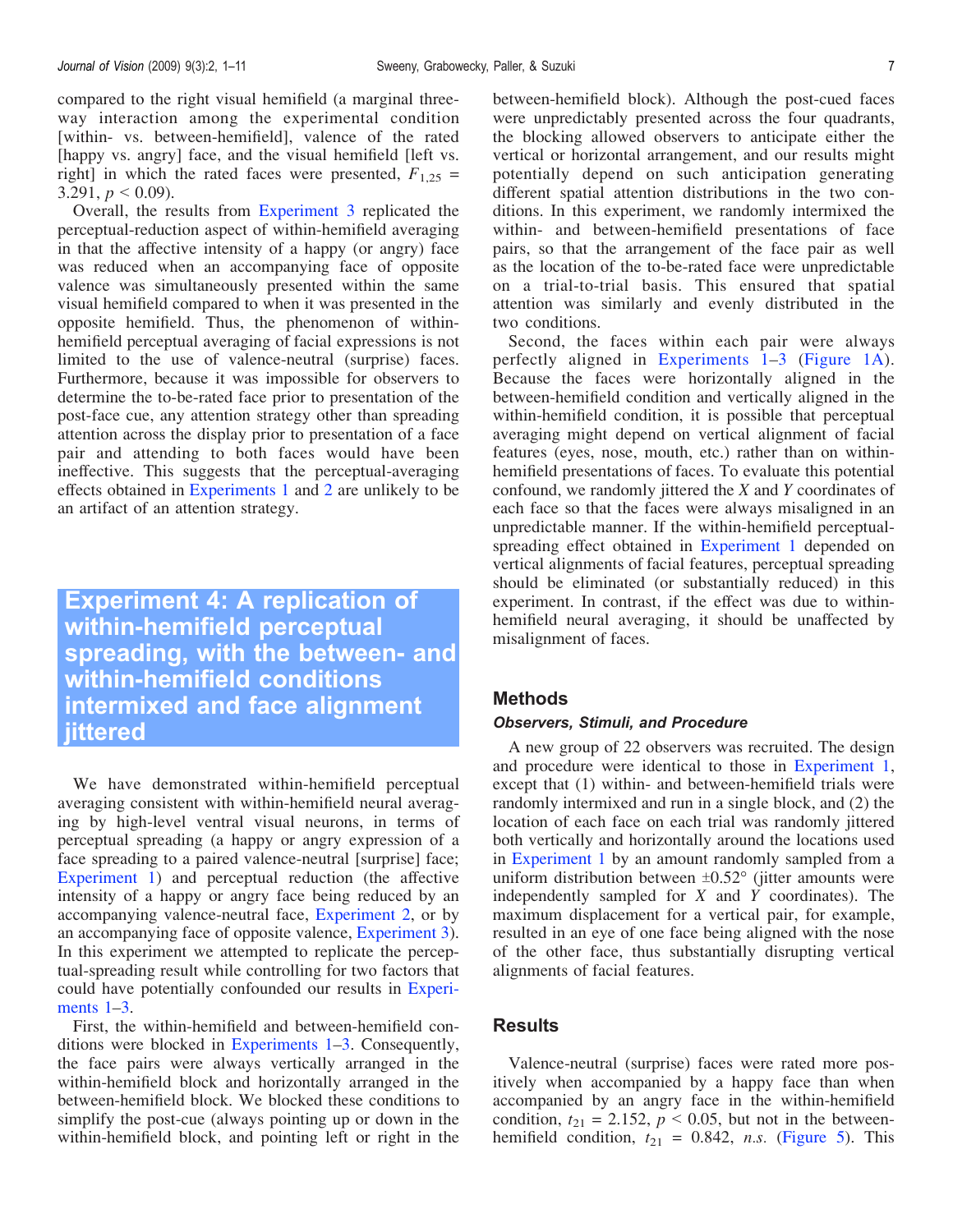compared to the right visual hemifield (a marginal three-way interaction among the experimental condition [within- vs. between-hemifield], valence of the rated [happy vs. angry] face, and the visual hemifield [left vs. right] in which the rated faces were presented, $F_{1,25} = 3.291$, $p < 0.09$).

Overall, the results from Experiment 3 replicated the perceptual-reduction aspect of within-hemifield averaging in that the affective intensity of a happy (or angry) face was reduced when an accompanying face of opposite valence was simultaneously presented within the same visual hemifield compared to when it was presented in the opposite hemifield. Thus, the phenomenon of within-hemifield perceptual averaging of facial expressions is not limited to the use of valence-neutral (surprise) faces. Furthermore, because it was impossible for observers to determine the to-be-rated face prior to presentation of the post-face cue, any attention strategy other than spreading attention across the display prior to presentation of a face pair and attending to both faces would have been ineffective. This suggests that the perceptual-averaging effects obtained in Experiments 1 and 2 are unlikely to be an artifact of an attention strategy.

# Experiment 4: A replication of within-hemifield perceptual spreading, with the between- and within-hemifield conditions intermixed and face alignment jittered

We have demonstrated within-hemifield perceptual averaging consistent with within-hemifield neural averaging by high-level ventral visual neurons, in terms of perceptual spreading (a happy or angry expression of a face spreading to a paired valence-neutral [surprise] face; Experiment 1) and perceptual reduction (the affective intensity of a happy or angry face being reduced by an accompanying valence-neutral face, Experiment 2, or by an accompanying face of opposite valence, Experiment 3). In this experiment we attempted to replicate the perceptual-spreading result while controlling for two factors that could have potentially confounded our results in Experiments 1–3.

First, the within-hemifield and between-hemifield conditions were blocked in Experiments 1–3. Consequently, the face pairs were always vertically arranged in the within-hemifield block and horizontally arranged in the between-hemifield block. We blocked these conditions to simplify the post-cue (always pointing up or down in the within-hemifield block, and pointing left or right in the between-hemifield block). Although the post-cued faces were unpredictably presented across the four quadrants, the blocking allowed observers to anticipate either the vertical or horizontal arrangement, and our results might potentially depend on such anticipation generating different spatial attention distributions in the two conditions. In this experiment, we randomly intermixed the within- and between-hemifield presentations of face pairs, so that the arrangement of the face pair as well as the location of the to-be-rated face were unpredictable on a trial-to-trial basis. This ensured that spatial attention was similarly and evenly distributed in the two conditions.

Second, the faces within each pair were always perfectly aligned in Experiments 1–3 (Figure 1A). Because the faces were horizontally aligned in the between-hemifield condition and vertically aligned in the within-hemifield condition, it is possible that perceptual averaging might depend on vertical alignment of facial features (eyes, nose, mouth, etc.) rather than on within-hemifield presentations of faces. To evaluate this potential confound, we randomly jittered the $X$ and $Y$ coordinates of each face so that the faces were always misaligned in an unpredictable manner. If the within-hemifield perceptual-spreading effect obtained in Experiment 1 depended on vertical alignments of facial features, perceptual spreading should be eliminated (or substantially reduced) in this experiment. In contrast, if the effect was due to within-hemifield neural averaging, it should be unaffected by misalignment of faces.

## Methods

### Observers, Stimuli, and Procedure

A new group of 22 observers was recruited. The design and procedure were identical to those in Experiment 1, except that (1) within- and between-hemifield trials were randomly intermixed and run in a single block, and (2) the location of each face on each trial was randomly jittered both vertically and horizontally around the locations used in Experiment 1 by an amount randomly sampled from a uniform distribution between $\pm 0.52°$ (jitter amounts were independently sampled for $X$ and $Y$ coordinates). The maximum displacement for a vertical pair, for example, resulted in an eye of one face being aligned with the nose of the other face, thus substantially disrupting vertical alignments of facial features.

## Results

Valence-neutral (surprise) faces were rated more positively when accompanied by a happy face than when accompanied by an angry face in the within-hemifield condition, $t_{21} = 2.152$, $p < 0.05$, but not in the between-hemifield condition, $t_{21} = 0.842$, *n.s.* (Figure 5). This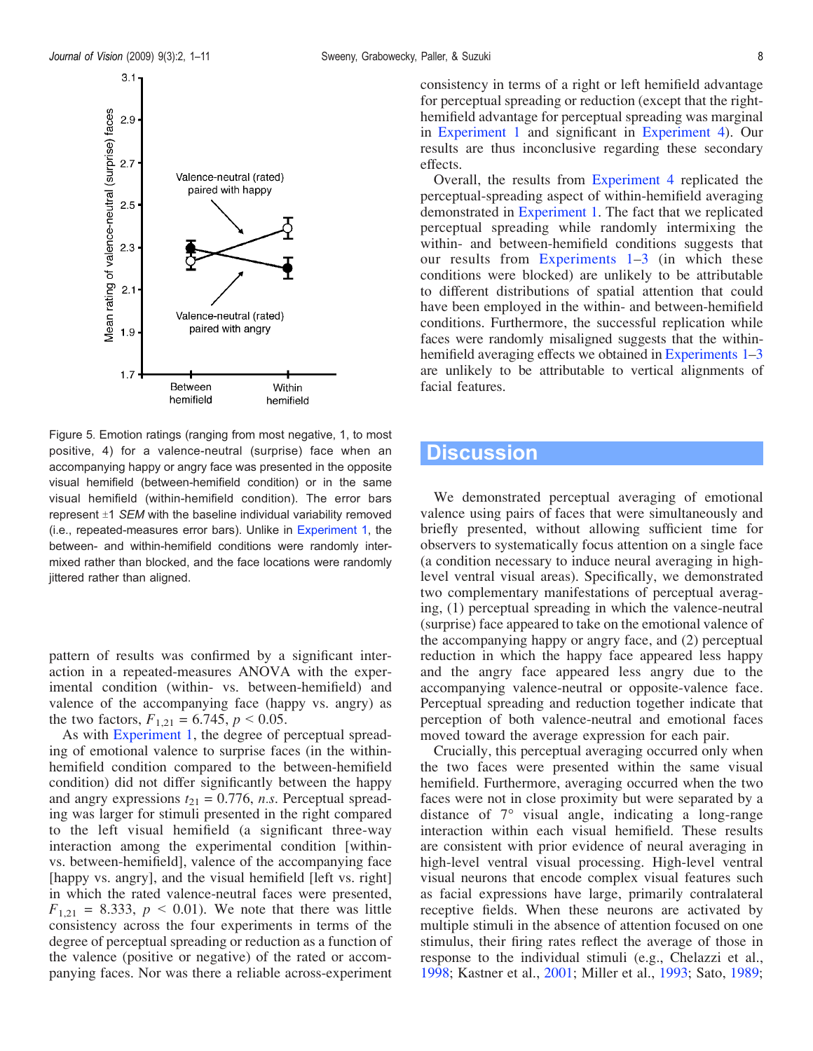Figure 5. Emotion ratings (ranging from most negative, 1, to most positive, 4) for a valence-neutral (surprise) face when an accompanying happy or angry face was presented in the opposite visual hemifield (between-hemifield condition) or in the same visual hemifield (within-hemifield condition). The error bars represent ±1 *SEM* with the baseline individual variability removed (i.e., repeated-measures error bars). Unlike in Experiment 1, the between- and within-hemifield conditions were randomly intermixed rather than blocked, and the face locations were randomly jittered rather than aligned.

pattern of results was confirmed by a significant interaction in a repeated-measures ANOVA with the experimental condition (within- vs. between-hemifield) and valence of the accompanying face (happy vs. angry) as the two factors, $F_{1,21} = 6.745$, $p < 0.05$.

As with Experiment 1, the degree of perceptual spreading of emotional valence to surprise faces (in the within-hemifield condition compared to the between-hemifield condition) did not differ significantly between the happy and angry expressions $t_{21} = 0.776$, *n.s.* Perceptual spreading was larger for stimuli presented in the right compared to the left visual hemifield (a significant three-way interaction among the experimental condition [within- vs. between-hemifield], valence of the accompanying face [happy vs. angry], and the visual hemifield [left vs. right] in which the rated valence-neutral faces were presented, $F_{1,21} = 8.333$, $p < 0.01$). We note that there was little consistency across the four experiments in terms of the degree of perceptual spreading or reduction as a function of the valence (positive or negative) of the rated or accompanying faces. Nor was there a reliable across-experiment consistency in terms of a right or left hemifield advantage for perceptual spreading or reduction (except that the right-hemifield advantage for perceptual spreading was marginal in Experiment 1 and significant in Experiment 4). Our results are thus inconclusive regarding these secondary effects.

Overall, the results from Experiment 4 replicated the perceptual-spreading aspect of within-hemifield averaging demonstrated in Experiment 1. The fact that we replicated perceptual spreading while randomly intermixing the within- and between-hemifield conditions suggests that our results from Experiments 1–3 (in which these conditions were blocked) are unlikely to be attributable to different distributions of spatial attention that could have been employed in the within- and between-hemifield conditions. Furthermore, the successful replication while faces were randomly misaligned suggests that the within-hemifield averaging effects we obtained in Experiments 1–3 are unlikely to be attributable to vertical alignments of facial features.

## Discussion

We demonstrated perceptual averaging of emotional valence using pairs of faces that were simultaneously and briefly presented, without allowing sufficient time for observers to systematically focus attention on a single face (a condition necessary to induce neural averaging in high-level ventral visual areas). Specifically, we demonstrated two complementary manifestations of perceptual averaging, (1) perceptual spreading in which the valence-neutral (surprise) face appeared to take on the emotional valence of the accompanying happy or angry face, and (2) perceptual reduction in which the happy face appeared less happy and the angry face appeared less angry due to the accompanying valence-neutral or opposite-valence face. Perceptual spreading and reduction together indicate that perception of both valence-neutral and emotional faces moved toward the average expression for each pair.

Crucially, this perceptual averaging occurred only when the two faces were presented within the same visual hemifield. Furthermore, averaging occurred when the two faces were not in close proximity but were separated by a distance of 7° visual angle, indicating a long-range interaction within each visual hemifield. These results are consistent with prior evidence of neural averaging in high-level ventral visual processing. High-level ventral visual neurons that encode complex visual features such as facial expressions have large, primarily contralateral receptive fields. When these neurons are activated by multiple stimuli in the absence of attention focused on one stimulus, their firing rates reflect the average of those in response to the individual stimuli (e.g., Chelazzi et al., 1998; Kastner et al., 2001; Miller et al., 1993; Sato, 1989;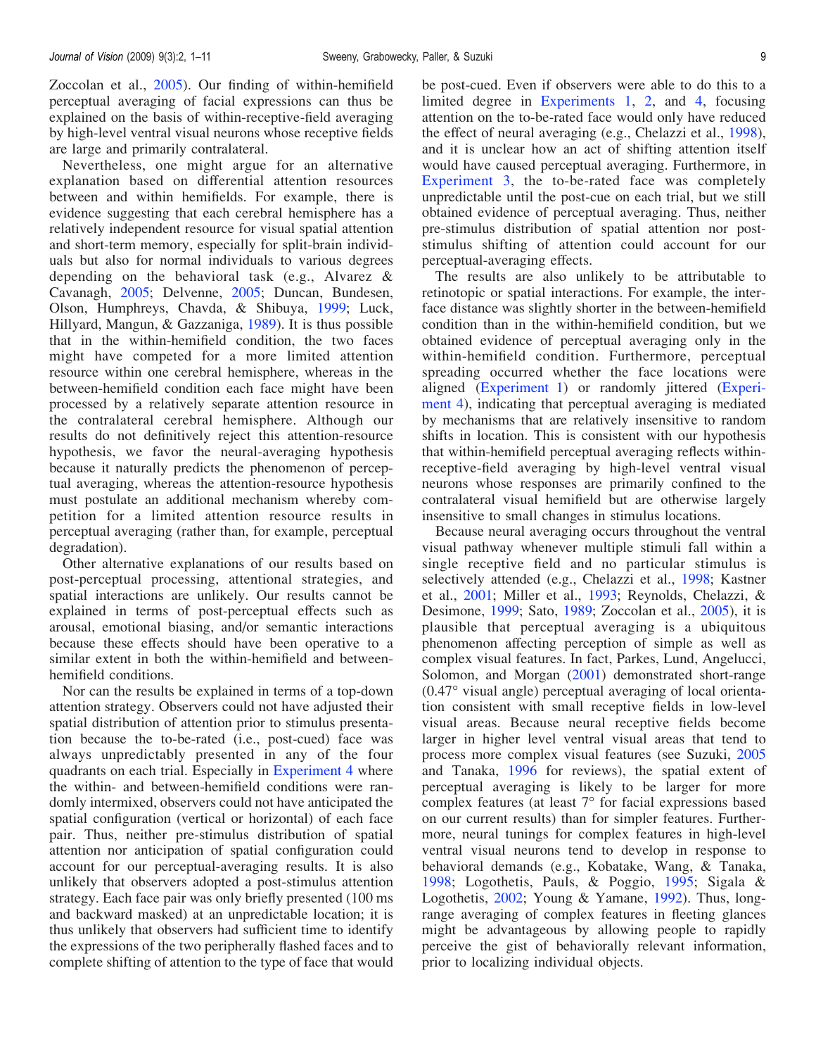Zoccolan et al., 2005). Our finding of within-hemifield perceptual averaging of facial expressions can thus be explained on the basis of within-receptive-field averaging by high-level ventral visual neurons whose receptive fields are large and primarily contralateral.

Nevertheless, one might argue for an alternative explanation based on differential attention resources between and within hemifields. For example, there is evidence suggesting that each cerebral hemisphere has a relatively independent resource for visual spatial attention and short-term memory, especially for split-brain individuals but also for normal individuals to various degrees depending on the behavioral task (e.g., Alvarez & Cavanagh, 2005; Delvenne, 2005; Duncan, Bundesen, Olson, Humphreys, Chavda, & Shibuya, 1999; Luck, Hillyard, Mangun, & Gazzaniga, 1989). It is thus possible that in the within-hemifield condition, the two faces might have competed for a more limited attention resource within one cerebral hemisphere, whereas in the between-hemifield condition each face might have been processed by a relatively separate attention resource in the contralateral cerebral hemisphere. Although our results do not definitively reject this attention-resource hypothesis, we favor the neural-averaging hypothesis because it naturally predicts the phenomenon of perceptual averaging, whereas the attention-resource hypothesis must postulate an additional mechanism whereby competition for a limited attention resource results in perceptual averaging (rather than, for example, perceptual degradation).

Other alternative explanations of our results based on post-perceptual processing, attentional strategies, and spatial interactions are unlikely. Our results cannot be explained in terms of post-perceptual effects such as arousal, emotional biasing, and/or semantic interactions because these effects should have been operative to a similar extent in both the within-hemifield and between-hemifield conditions.

Nor can the results be explained in terms of a top-down attention strategy. Observers could not have adjusted their spatial distribution of attention prior to stimulus presentation because the to-be-rated (i.e., post-cued) face was always unpredictably presented in any of the four quadrants on each trial. Especially in Experiment 4 where the within- and between-hemifield conditions were randomly intermixed, observers could not have anticipated the spatial configuration (vertical or horizontal) of each face pair. Thus, neither pre-stimulus distribution of spatial attention nor anticipation of spatial configuration could account for our perceptual-averaging results. It is also unlikely that observers adopted a post-stimulus attention strategy. Each face pair was only briefly presented (100 ms and backward masked) at an unpredictable location; it is thus unlikely that observers had sufficient time to identify the expressions of the two peripherally flashed faces and to complete shifting of attention to the type of face that would be post-cued. Even if observers were able to do this to a limited degree in Experiments 1, 2, and 4, focusing attention on the to-be-rated face would only have reduced the effect of neural averaging (e.g., Chelazzi et al., 1998), and it is unclear how an act of shifting attention itself would have caused perceptual averaging. Furthermore, in Experiment 3, the to-be-rated face was completely unpredictable until the post-cue on each trial, but we still obtained evidence of perceptual averaging. Thus, neither pre-stimulus distribution of spatial attention nor post-stimulus shifting of attention could account for our perceptual-averaging effects.

The results are also unlikely to be attributable to retinotopic or spatial interactions. For example, the inter-face distance was slightly shorter in the between-hemifield condition than in the within-hemifield condition, but we obtained evidence of perceptual averaging only in the within-hemifield condition. Furthermore, perceptual spreading occurred whether the face locations were aligned (Experiment 1) or randomly jittered (Experiment 4), indicating that perceptual averaging is mediated by mechanisms that are relatively insensitive to random shifts in location. This is consistent with our hypothesis that within-hemifield perceptual averaging reflects within-receptive-field averaging by high-level ventral visual neurons whose responses are primarily confined to the contralateral visual hemifield but are otherwise largely insensitive to small changes in stimulus locations.

Because neural averaging occurs throughout the ventral visual pathway whenever multiple stimuli fall within a single receptive field and no particular stimulus is selectively attended (e.g., Chelazzi et al., 1998; Kastner et al., 2001; Miller et al., 1993; Reynolds, Chelazzi, & Desimone, 1999; Sato, 1989; Zoccolan et al., 2005), it is plausible that perceptual averaging is a ubiquitous phenomenon affecting perception of simple as well as complex visual features. In fact, Parkes, Lund, Angelucci, Solomon, and Morgan (2001) demonstrated short-range (0.47° visual angle) perceptual averaging of local orientation consistent with small receptive fields in low-level visual areas. Because neural receptive fields become larger in higher level ventral visual areas that tend to process more complex visual features (see Suzuki, 2005 and Tanaka, 1996 for reviews), the spatial extent of perceptual averaging is likely to be larger for more complex features (at least 7° for facial expressions based on our current results) than for simpler features. Furthermore, neural tunings for complex features in high-level ventral visual neurons tend to develop in response to behavioral demands (e.g., Kobatake, Wang, & Tanaka, 1998; Logothetis, Pauls, & Poggio, 1995; Sigala & Logothetis, 2002; Young & Yamane, 1992). Thus, long-range averaging of complex features in fleeting glances might be advantageous by allowing people to rapidly perceive the gist of behaviorally relevant information, prior to localizing individual objects.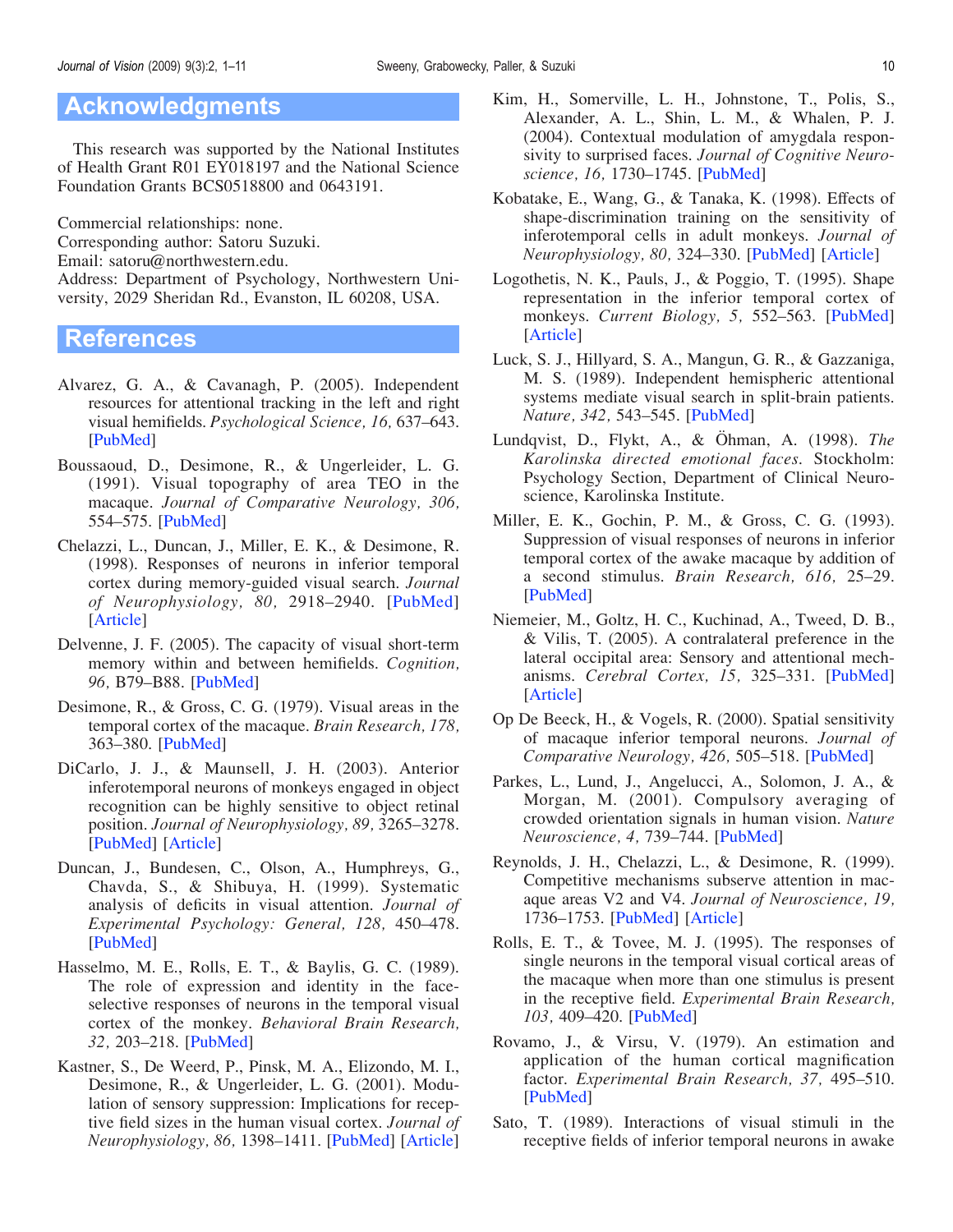## Acknowledgments

This research was supported by the National Institutes of Health Grant R01 EY018197 and the National Science Foundation Grants BCS0518800 and 0643191.

Commercial relationships: none.
Corresponding author: Satoru Suzuki.
Email: satoru@northwestern.edu.
Address: Department of Psychology, Northwestern University, 2029 Sheridan Rd., Evanston, IL 60208, USA.

## References

Alvarez, G. A., & Cavanagh, P. (2005). Independent resources for attentional tracking in the left and right visual hemifields. *Psychological Science, 16,* 637–643. [PubMed]

Boussaoud, D., Desimone, R., & Ungerleider, L. G. (1991). Visual topography of area TEO in the macaque. *Journal of Comparative Neurology, 306,* 554–575. [PubMed]

Chelazzi, L., Duncan, J., Miller, E. K., & Desimone, R. (1998). Responses of neurons in inferior temporal cortex during memory-guided visual search. *Journal of Neurophysiology, 80,* 2918–2940. [PubMed] [Article]

Delvenne, J. F. (2005). The capacity of visual short-term memory within and between hemifields. *Cognition, 96,* B79–B88. [PubMed]

Desimone, R., & Gross, C. G. (1979). Visual areas in the temporal cortex of the macaque. *Brain Research, 178,* 363–380. [PubMed]

DiCarlo, J. J., & Maunsell, J. H. (2003). Anterior inferotemporal neurons of monkeys engaged in object recognition can be highly sensitive to object retinal position. *Journal of Neurophysiology, 89,* 3265–3278. [PubMed] [Article]

Duncan, J., Bundesen, C., Olson, A., Humphreys, G., Chavda, S., & Shibuya, H. (1999). Systematic analysis of deficits in visual attention. *Journal of Experimental Psychology: General, 128,* 450–478. [PubMed]

Hasselmo, M. E., Rolls, E. T., & Baylis, G. C. (1989). The role of expression and identity in the face-selective responses of neurons in the temporal visual cortex of the monkey. *Behavioral Brain Research, 32,* 203–218. [PubMed]

Kastner, S., De Weerd, P., Pinsk, M. A., Elizondo, M. I., Desimone, R., & Ungerleider, L. G. (2001). Modulation of sensory suppression: Implications for receptive field sizes in the human visual cortex. *Journal of Neurophysiology, 86,* 1398–1411. [PubMed] [Article]

Kim, H., Somerville, L. H., Johnstone, T., Polis, S., Alexander, A. L., Shin, L. M., & Whalen, P. J. (2004). Contextual modulation of amygdala responsivity to surprised faces. *Journal of Cognitive Neuroscience, 16,* 1730–1745. [PubMed]

Kobatake, E., Wang, G., & Tanaka, K. (1998). Effects of shape-discrimination training on the sensitivity of inferotemporal cells in adult monkeys. *Journal of Neurophysiology, 80,* 324–330. [PubMed] [Article]

Logothetis, N. K., Pauls, J., & Poggio, T. (1995). Shape representation in the inferior temporal cortex of monkeys. *Current Biology, 5,* 552–563. [PubMed] [Article]

Luck, S. J., Hillyard, S. A., Mangun, G. R., & Gazzaniga, M. S. (1989). Independent hemispheric attentional systems mediate visual search in split-brain patients. *Nature, 342,* 543–545. [PubMed]

Lundqvist, D., Flykt, A., & Öhman, A. (1998). *The Karolinska directed emotional faces*. Stockholm: Psychology Section, Department of Clinical Neuroscience, Karolinska Institute.

Miller, E. K., Gochin, P. M., & Gross, C. G. (1993). Suppression of visual responses of neurons in inferior temporal cortex of the awake macaque by addition of a second stimulus. *Brain Research, 616,* 25–29. [PubMed]

Niemeier, M., Goltz, H. C., Kuchinad, A., Tweed, D. B., & Vilis, T. (2005). A contralateral preference in the lateral occipital area: Sensory and attentional mechanisms. *Cerebral Cortex, 15,* 325–331. [PubMed] [Article]

Op De Beeck, H., & Vogels, R. (2000). Spatial sensitivity of macaque inferior temporal neurons. *Journal of Comparative Neurology, 426,* 505–518. [PubMed]

Parkes, L., Lund, J., Angelucci, A., Solomon, J. A., & Morgan, M. (2001). Compulsory averaging of crowded orientation signals in human vision. *Nature Neuroscience, 4,* 739–744. [PubMed]

Reynolds, J. H., Chelazzi, L., & Desimone, R. (1999). Competitive mechanisms subserve attention in macaque areas V2 and V4. *Journal of Neuroscience, 19,* 1736–1753. [PubMed] [Article]

Rolls, E. T., & Tovee, M. J. (1995). The responses of single neurons in the temporal visual cortical areas of the macaque when more than one stimulus is present in the receptive field. *Experimental Brain Research, 103,* 409–420. [PubMed]

Rovamo, J., & Virsu, V. (1979). An estimation and application of the human cortical magnification factor. *Experimental Brain Research, 37,* 495–510. [PubMed]

Sato, T. (1989). Interactions of visual stimuli in the receptive fields of inferior temporal neurons in awake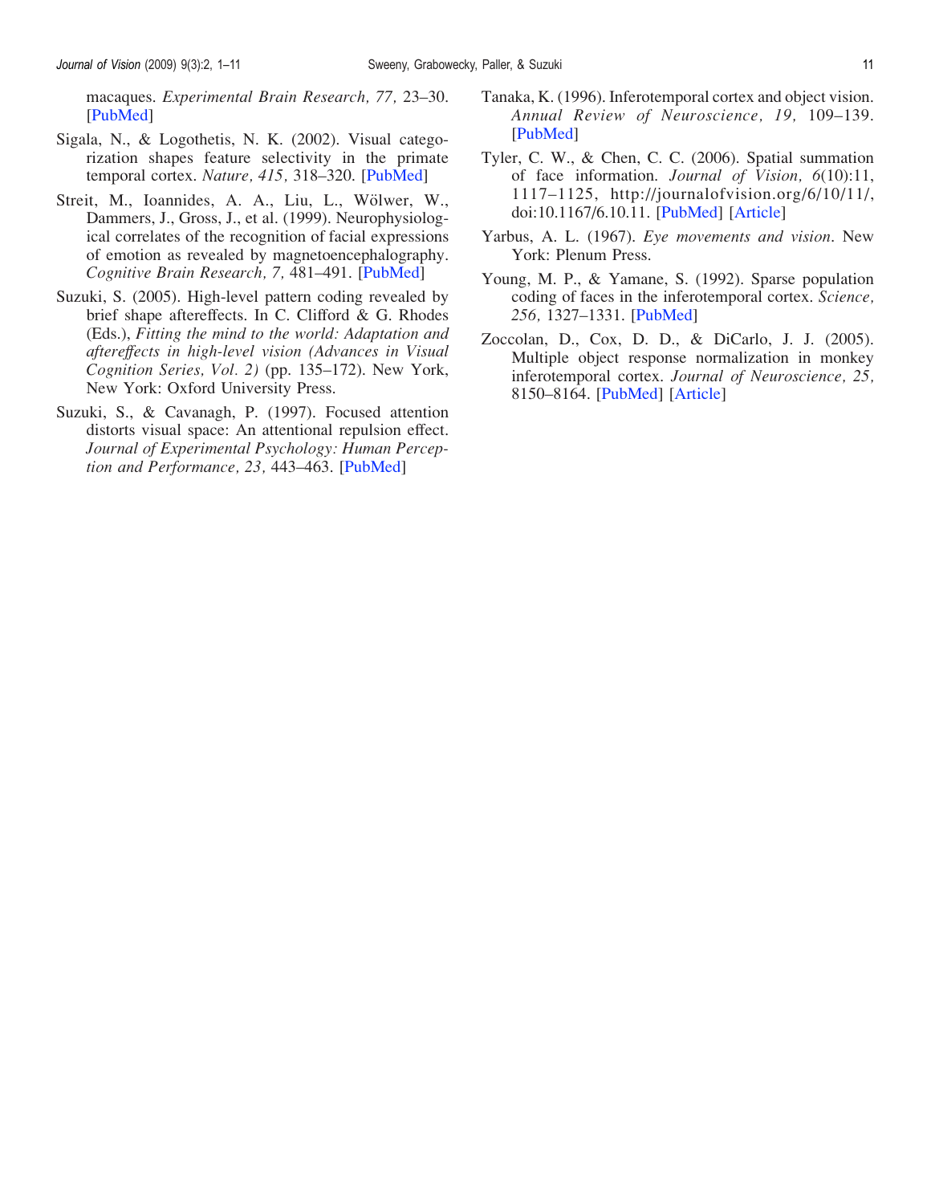macaques. *Experimental Brain Research, 77,* 23–30. [PubMed]

Sigala, N., & Logothetis, N. K. (2002). Visual categorization shapes feature selectivity in the primate temporal cortex. *Nature, 415,* 318–320. [PubMed]

Streit, M., Ioannides, A. A., Liu, L., Wölwer, W., Dammers, J., Gross, J., et al. (1999). Neurophysiological correlates of the recognition of facial expressions of emotion as revealed by magnetoencephalography. *Cognitive Brain Research, 7,* 481–491. [PubMed]

Suzuki, S. (2005). High-level pattern coding revealed by brief shape aftereffects. In C. Clifford & G. Rhodes (Eds.), *Fitting the mind to the world: Adaptation and aftereffects in high-level vision (Advances in Visual Cognition Series, Vol. 2)* (pp. 135–172). New York, New York: Oxford University Press.

Suzuki, S., & Cavanagh, P. (1997). Focused attention distorts visual space: An attentional repulsion effect. *Journal of Experimental Psychology: Human Perception and Performance, 23,* 443–463. [PubMed]

Tanaka, K. (1996). Inferotemporal cortex and object vision. *Annual Review of Neuroscience, 19,* 109–139. [PubMed]

Tyler, C. W., & Chen, C. C. (2006). Spatial summation of face information. *Journal of Vision, 6*(10):11, 1117–1125, http://journalofvision.org/6/10/11/, doi:10.1167/6.10.11. [PubMed] [Article]

Yarbus, A. L. (1967). *Eye movements and vision*. New York: Plenum Press.

Young, M. P., & Yamane, S. (1992). Sparse population coding of faces in the inferotemporal cortex. *Science, 256,* 1327–1331. [PubMed]

Zoccolan, D., Cox, D. D., & DiCarlo, J. J. (2005). Multiple object response normalization in monkey inferotemporal cortex. *Journal of Neuroscience, 25,* 8150–8164. [PubMed] [Article]